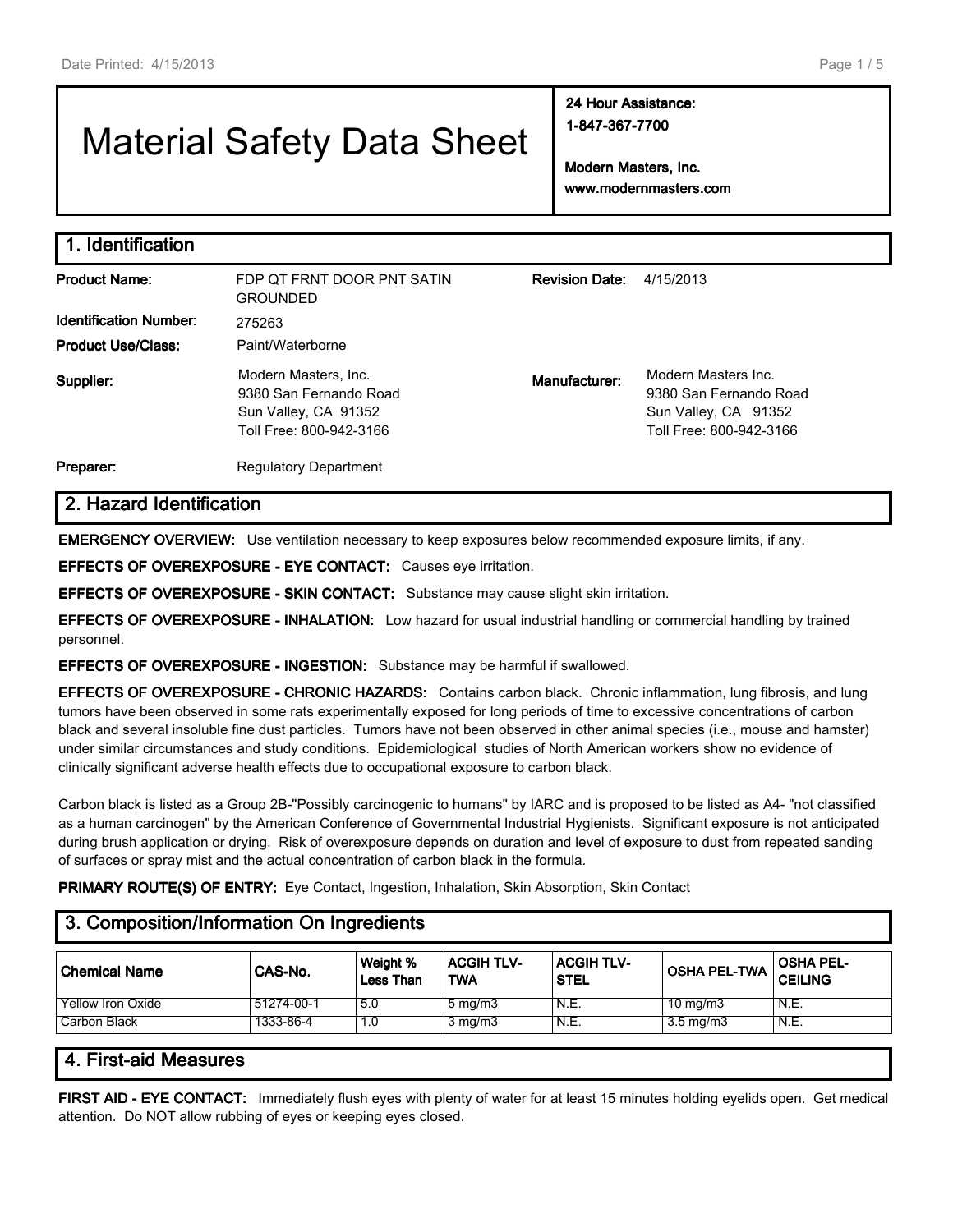# Material Safety Data Sheet

**24 Hour Assistance:**
**1-847-367-7700**

**Modern Masters, Inc.**
**www.modernmasters.com**

## 1. Identification

**Product Name:** FDP QT FRNT DOOR PNT SATIN GROUNDED

**Revision Date:** 4/15/2013

**Identification Number:** 275263

**Product Use/Class:** Paint/Waterborne

**Supplier:**
Modern Masters, Inc.
9380 San Fernando Road
Sun Valley, CA 91352
Toll Free: 800-942-3166

**Manufacturer:**
Modern Masters Inc.
9380 San Fernando Road
Sun Valley, CA 91352
Toll Free: 800-942-3166

**Preparer:** Regulatory Department

## 2. Hazard Identification

**EMERGENCY OVERVIEW:** Use ventilation necessary to keep exposures below recommended exposure limits, if any.

**EFFECTS OF OVEREXPOSURE - EYE CONTACT:** Causes eye irritation.

**EFFECTS OF OVEREXPOSURE - SKIN CONTACT:** Substance may cause slight skin irritation.

**EFFECTS OF OVEREXPOSURE - INHALATION:** Low hazard for usual industrial handling or commercial handling by trained personnel.

**EFFECTS OF OVEREXPOSURE - INGESTION:** Substance may be harmful if swallowed.

**EFFECTS OF OVEREXPOSURE - CHRONIC HAZARDS:** Contains carbon black. Chronic inflammation, lung fibrosis, and lung tumors have been observed in some rats experimentally exposed for long periods of time to excessive concentrations of carbon black and several insoluble fine dust particles. Tumors have not been observed in other animal species (i.e., mouse and hamster) under similar circumstances and study conditions. Epidemiological studies of North American workers show no evidence of clinically significant adverse health effects due to occupational exposure to carbon black.

Carbon black is listed as a Group 2B-"Possibly carcinogenic to humans" by IARC and is proposed to be listed as A4- "not classified as a human carcinogen" by the American Conference of Governmental Industrial Hygienists. Significant exposure is not anticipated during brush application or drying. Risk of overexposure depends on duration and level of exposure to dust from repeated sanding of surfaces or spray mist and the actual concentration of carbon black in the formula.

**PRIMARY ROUTE(S) OF ENTRY:** Eye Contact, Ingestion, Inhalation, Skin Absorption, Skin Contact

## 3. Composition/Information On Ingredients

| Chemical Name | CAS-No. | Weight % Less Than | ACGIH TLV-TWA | ACGIH TLV-STEL | OSHA PEL-TWA | OSHA PEL-CEILING |
|---|---|---|---|---|---|---|
| Yellow Iron Oxide | 51274-00-1 | 5.0 | 5 mg/m3 | N.E. | 10 mg/m3 | N.E. |
| Carbon Black | 1333-86-4 | 1.0 | 3 mg/m3 | N.E. | 3.5 mg/m3 | N.E. |

## 4. First-aid Measures

**FIRST AID - EYE CONTACT:** Immediately flush eyes with plenty of water for at least 15 minutes holding eyelids open. Get medical attention. Do NOT allow rubbing of eyes or keeping eyes closed.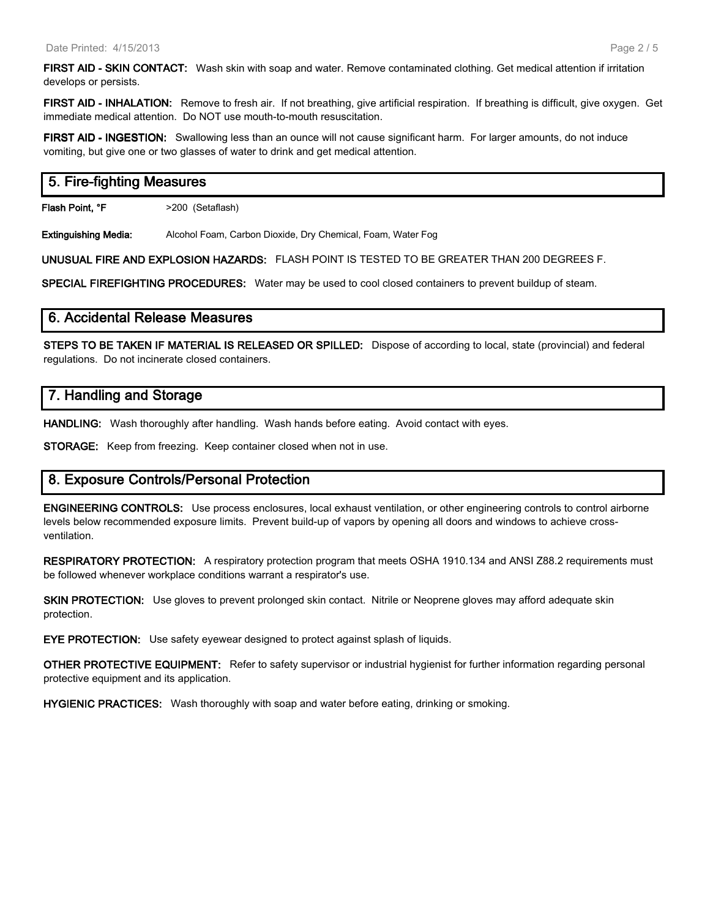**FIRST AID - SKIN CONTACT:** Wash skin with soap and water. Remove contaminated clothing. Get medical attention if irritation develops or persists.

**FIRST AID - INHALATION:** Remove to fresh air. If not breathing, give artificial respiration. If breathing is difficult, give oxygen. Get immediate medical attention. Do NOT use mouth-to-mouth resuscitation.

**FIRST AID - INGESTION:** Swallowing less than an ounce will not cause significant harm. For larger amounts, do not induce vomiting, but give one or two glasses of water to drink and get medical attention.

## 5. Fire-fighting Measures

**Flash Point, °F** >200 (Setaflash)

**Extinguishing Media:** Alcohol Foam, Carbon Dioxide, Dry Chemical, Foam, Water Fog

**UNUSUAL FIRE AND EXPLOSION HAZARDS:** FLASH POINT IS TESTED TO BE GREATER THAN 200 DEGREES F.

**SPECIAL FIREFIGHTING PROCEDURES:** Water may be used to cool closed containers to prevent buildup of steam.

## 6. Accidental Release Measures

**STEPS TO BE TAKEN IF MATERIAL IS RELEASED OR SPILLED:** Dispose of according to local, state (provincial) and federal regulations. Do not incinerate closed containers.

## 7. Handling and Storage

**HANDLING:** Wash thoroughly after handling. Wash hands before eating. Avoid contact with eyes.

**STORAGE:** Keep from freezing. Keep container closed when not in use.

## 8. Exposure Controls/Personal Protection

**ENGINEERING CONTROLS:** Use process enclosures, local exhaust ventilation, or other engineering controls to control airborne levels below recommended exposure limits. Prevent build-up of vapors by opening all doors and windows to achieve cross-ventilation.

**RESPIRATORY PROTECTION:** A respiratory protection program that meets OSHA 1910.134 and ANSI Z88.2 requirements must be followed whenever workplace conditions warrant a respirator's use.

**SKIN PROTECTION:** Use gloves to prevent prolonged skin contact. Nitrile or Neoprene gloves may afford adequate skin protection.

**EYE PROTECTION:** Use safety eyewear designed to protect against splash of liquids.

**OTHER PROTECTIVE EQUIPMENT:** Refer to safety supervisor or industrial hygienist for further information regarding personal protective equipment and its application.

**HYGIENIC PRACTICES:** Wash thoroughly with soap and water before eating, drinking or smoking.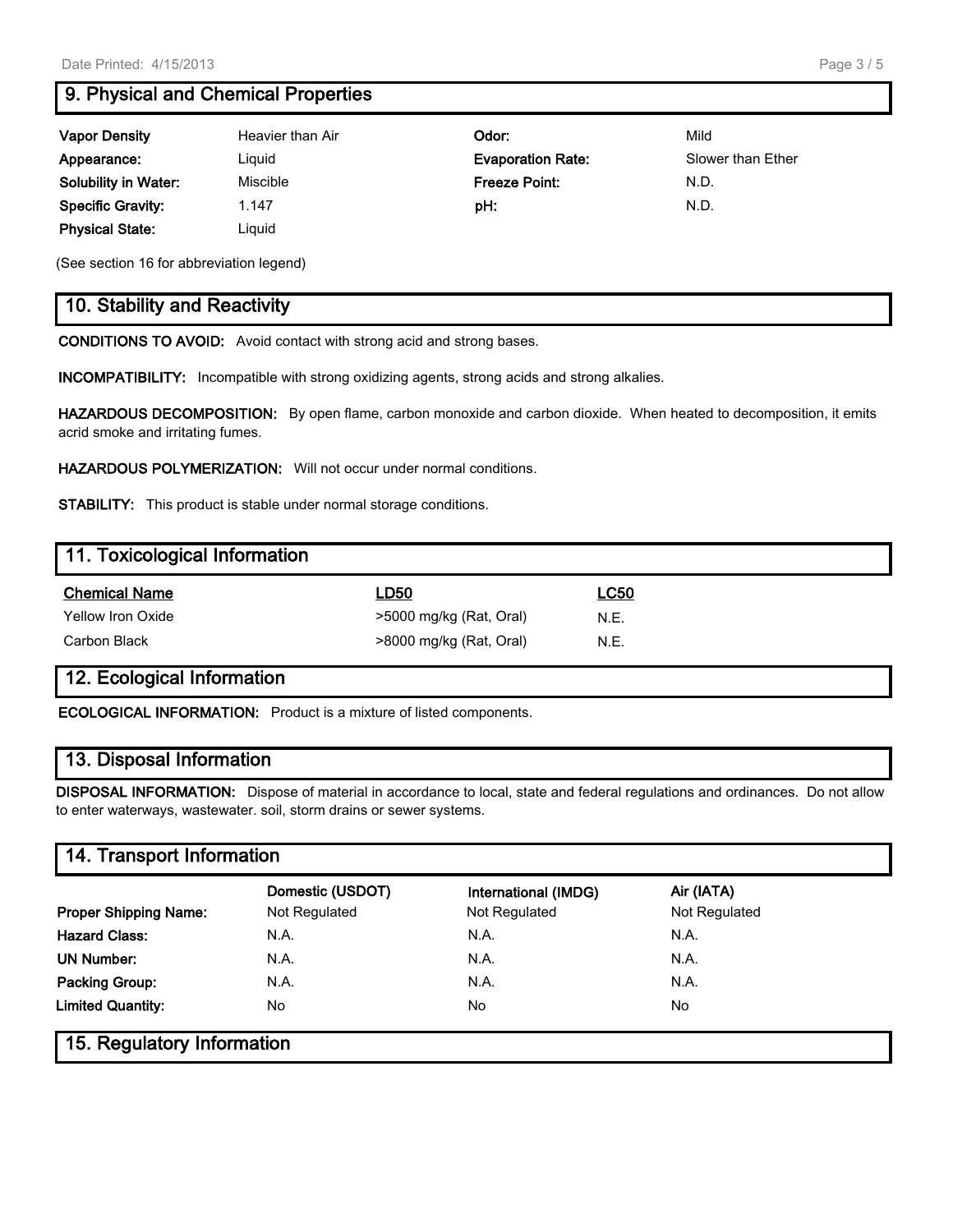## 9. Physical and Chemical Properties

| | | | |
|---|---|---|---|
| **Vapor Density** | Heavier than Air | **Odor:** | Mild |
| **Appearance:** | Liquid | **Evaporation Rate:** | Slower than Ether |
| **Solubility in Water:** | Miscible | **Freeze Point:** | N.D. |
| **Specific Gravity:** | 1.147 | **pH:** | N.D. |
| **Physical State:** | Liquid | | |

(See section 16 for abbreviation legend)

## 10. Stability and Reactivity

**CONDITIONS TO AVOID:** Avoid contact with strong acid and strong bases.

**INCOMPATIBILITY:** Incompatible with strong oxidizing agents, strong acids and strong alkalies.

**HAZARDOUS DECOMPOSITION:** By open flame, carbon monoxide and carbon dioxide. When heated to decomposition, it emits acrid smoke and irritating fumes.

**HAZARDOUS POLYMERIZATION:** Will not occur under normal conditions.

**STABILITY:** This product is stable under normal storage conditions.

## 11. Toxicological Information

| Chemical Name | LD50 | LC50 |
|---|---|---|
| Yellow Iron Oxide | >5000 mg/kg (Rat, Oral) | N.E. |
| Carbon Black | >8000 mg/kg (Rat, Oral) | N.E. |

## 12. Ecological Information

**ECOLOGICAL INFORMATION:** Product is a mixture of listed components.

## 13. Disposal Information

**DISPOSAL INFORMATION:** Dispose of material in accordance to local, state and federal regulations and ordinances. Do not allow to enter waterways, wastewater. soil, storm drains or sewer systems.

## 14. Transport Information

| | Domestic (USDOT) | International (IMDG) | Air (IATA) |
|---|---|---|---|
| **Proper Shipping Name:** | Not Regulated | Not Regulated | Not Regulated |
| **Hazard Class:** | N.A. | N.A. | N.A. |
| **UN Number:** | N.A. | N.A. | N.A. |
| **Packing Group:** | N.A. | N.A. | N.A. |
| **Limited Quantity:** | No | No | No |

## 15. Regulatory Information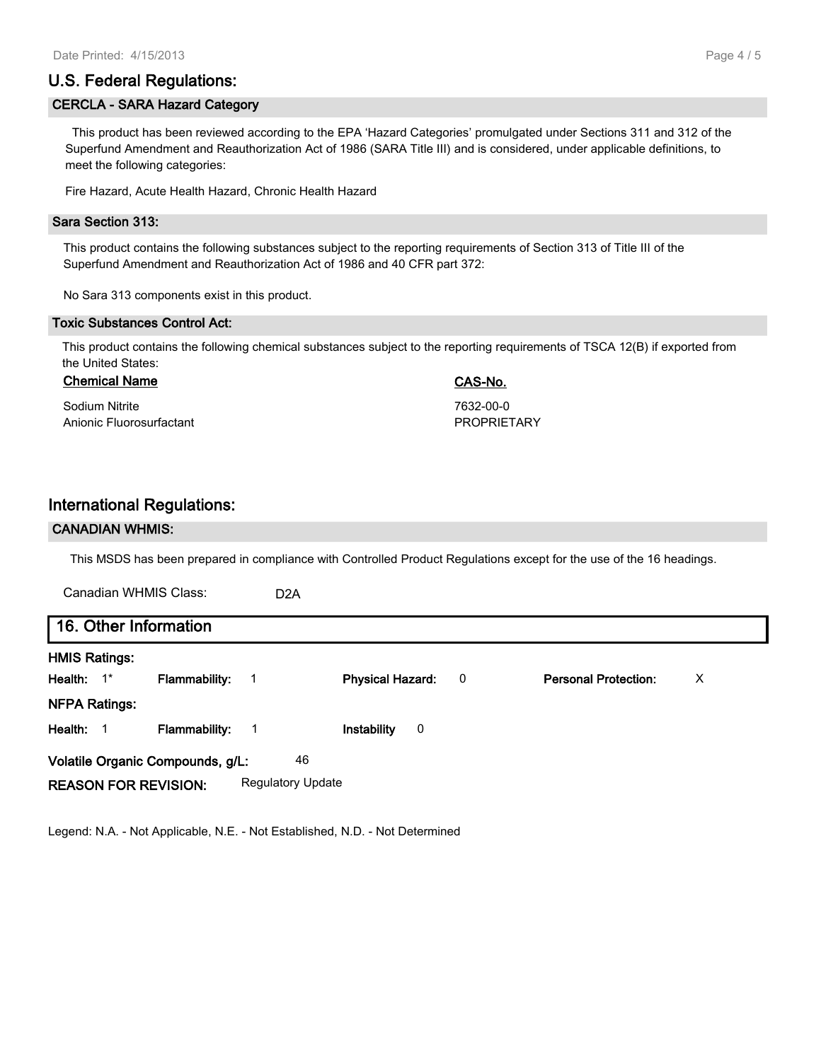## U.S. Federal Regulations:

### CERCLA - SARA Hazard Category

This product has been reviewed according to the EPA 'Hazard Categories' promulgated under Sections 311 and 312 of the Superfund Amendment and Reauthorization Act of 1986 (SARA Title III) and is considered, under applicable definitions, to meet the following categories:

Fire Hazard, Acute Health Hazard, Chronic Health Hazard

### Sara Section 313:

This product contains the following substances subject to the reporting requirements of Section 313 of Title III of the Superfund Amendment and Reauthorization Act of 1986 and 40 CFR part 372:

No Sara 313 components exist in this product.

### Toxic Substances Control Act:

This product contains the following chemical substances subject to the reporting requirements of TSCA 12(B) if exported from the United States:

| Chemical Name | CAS-No. |
|---|---|
| Sodium Nitrite | 7632-00-0 |
| Anionic Fluorosurfactant | PROPRIETARY |

## International Regulations:

### CANADIAN WHMIS:

This MSDS has been prepared in compliance with Controlled Product Regulations except for the use of the 16 headings.

Canadian WHMIS Class: D2A

## 16. Other Information

**HMIS Ratings:**

**Health:** 1* **Flammability:** 1 **Physical Hazard:** 0 **Personal Protection:** X

**NFPA Ratings:**

**Health:** 1 **Flammability:** 1 **Instability** 0

**Volatile Organic Compounds, g/L:** 46

**REASON FOR REVISION:** Regulatory Update

Legend: N.A. - Not Applicable, N.E. - Not Established, N.D. - Not Determined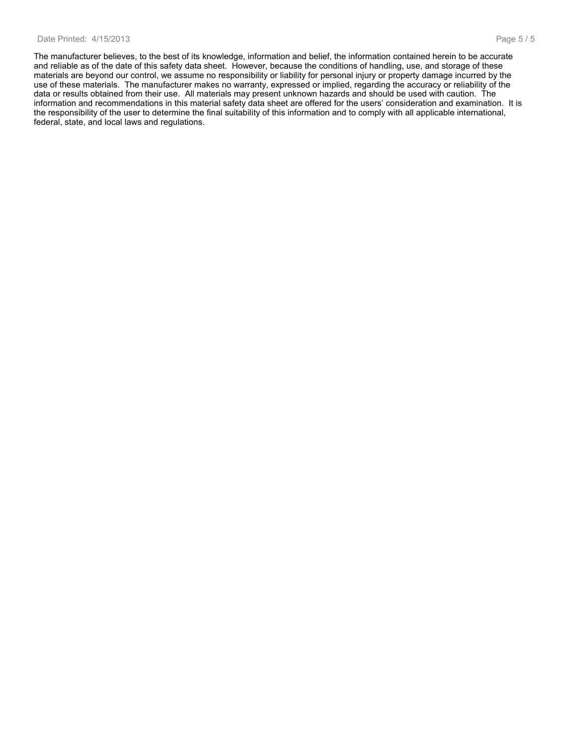The manufacturer believes, to the best of its knowledge, information and belief, the information contained herein to be accurate and reliable as of the date of this safety data sheet. However, because the conditions of handling, use, and storage of these materials are beyond our control, we assume no responsibility or liability for personal injury or property damage incurred by the use of these materials. The manufacturer makes no warranty, expressed or implied, regarding the accuracy or reliability of the data or results obtained from their use. All materials may present unknown hazards and should be used with caution. The information and recommendations in this material safety data sheet are offered for the users' consideration and examination. It is the responsibility of the user to determine the final suitability of this information and to comply with all applicable international, federal, state, and local laws and regulations.